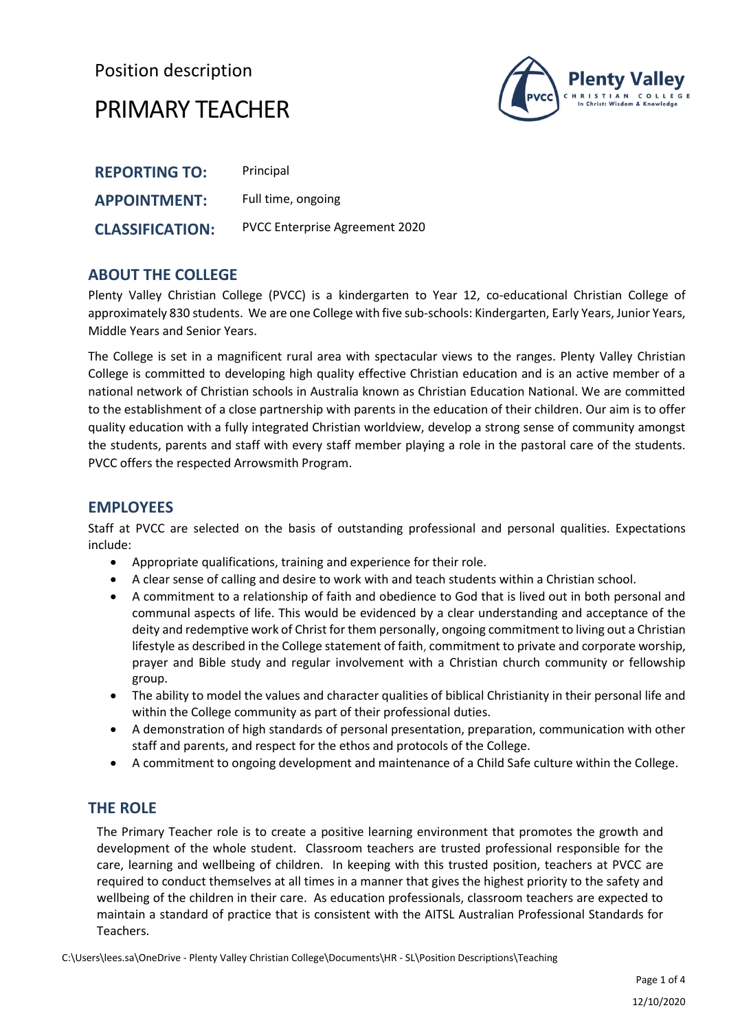Position description

# PRIMARY TEACHER

**REPORTING TO:** Principal

**APPOINTMENT:** Full time, ongoing

**CLASSIFICATION:** PVCC Enterprise Agreement 2020

## ABOUT THE COLLEGE

Plenty Valley Christian College (PVCC) is a kindergarten to Year 12, co-educational Christian College of approximately 830 students. We are one College with five sub-schools: Kindergarten, Early Years, Junior Years, Middle Years and Senior Years.

The College is set in a magnificent rural area with spectacular views to the ranges. Plenty Valley Christian College is committed to developing high quality effective Christian education and is an active member of a national network of Christian schools in Australia known as Christian Education National. We are committed to the establishment of a close partnership with parents in the education of their children. Our aim is to offer quality education with a fully integrated Christian worldview, develop a strong sense of community amongst the students, parents and staff with every staff member playing a role in the pastoral care of the students. PVCC offers the respected Arrowsmith Program.

## EMPLOYEES

Staff at PVCC are selected on the basis of outstanding professional and personal qualities. Expectations include:

- Appropriate qualifications, training and experience for their role.
- A clear sense of calling and desire to work with and teach students within a Christian school.
- A commitment to a relationship of faith and obedience to God that is lived out in both personal and communal aspects of life. This would be evidenced by a clear understanding and acceptance of the deity and redemptive work of Christ for them personally, ongoing commitment to living out a Christian lifestyle as described in the College statement of faith, commitment to private and corporate worship, prayer and Bible study and regular involvement with a Christian church community or fellowship group.
- The ability to model the values and character qualities of biblical Christianity in their personal life and within the College community as part of their professional duties.
- A demonstration of high standards of personal presentation, preparation, communication with other staff and parents, and respect for the ethos and protocols of the College.
- A commitment to ongoing development and maintenance of a Child Safe culture within the College.

## THE ROLE

The Primary Teacher role is to create a positive learning environment that promotes the growth and development of the whole student. Classroom teachers are trusted professional responsible for the care, learning and wellbeing of children. In keeping with this trusted position, teachers at PVCC are required to conduct themselves at all times in a manner that gives the highest priority to the safety and wellbeing of the children in their care. As education professionals, classroom teachers are expected to maintain a standard of practice that is consistent with the AITSL Australian Professional Standards for Teachers.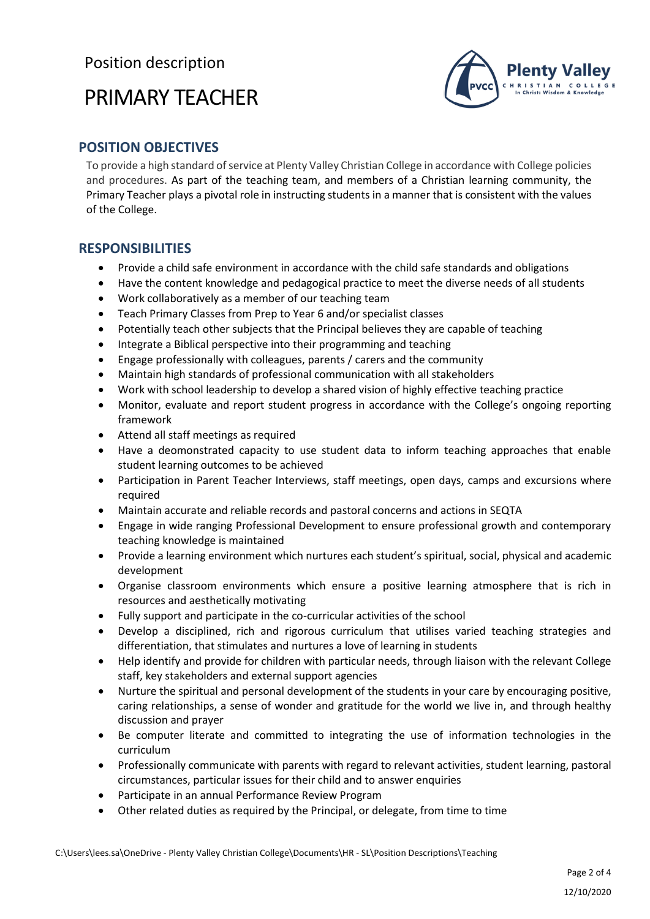Position description

# PRIMARY TEACHER

## POSITION OBJECTIVES

To provide a high standard of service at Plenty Valley Christian College in accordance with College policies and procedures. As part of the teaching team, and members of a Christian learning community, the Primary Teacher plays a pivotal role in instructing students in a manner that is consistent with the values of the College.

## RESPONSIBILITIES

- Provide a child safe environment in accordance with the child safe standards and obligations
- Have the content knowledge and pedagogical practice to meet the diverse needs of all students
- Work collaboratively as a member of our teaching team
- Teach Primary Classes from Prep to Year 6 and/or specialist classes
- Potentially teach other subjects that the Principal believes they are capable of teaching
- Integrate a Biblical perspective into their programming and teaching
- Engage professionally with colleagues, parents / carers and the community
- Maintain high standards of professional communication with all stakeholders
- Work with school leadership to develop a shared vision of highly effective teaching practice
- Monitor, evaluate and report student progress in accordance with the College's ongoing reporting framework
- Attend all staff meetings as required
- Have a deomonstrated capacity to use student data to inform teaching approaches that enable student learning outcomes to be achieved
- Participation in Parent Teacher Interviews, staff meetings, open days, camps and excursions where required
- Maintain accurate and reliable records and pastoral concerns and actions in SEQTA
- Engage in wide ranging Professional Development to ensure professional growth and contemporary teaching knowledge is maintained
- Provide a learning environment which nurtures each student's spiritual, social, physical and academic development
- Organise classroom environments which ensure a positive learning atmosphere that is rich in resources and aesthetically motivating
- Fully support and participate in the co-curricular activities of the school
- Develop a disciplined, rich and rigorous curriculum that utilises varied teaching strategies and differentiation, that stimulates and nurtures a love of learning in students
- Help identify and provide for children with particular needs, through liaison with the relevant College staff, key stakeholders and external support agencies
- Nurture the spiritual and personal development of the students in your care by encouraging positive, caring relationships, a sense of wonder and gratitude for the world we live in, and through healthy discussion and prayer
- Be computer literate and committed to integrating the use of information technologies in the curriculum
- Professionally communicate with parents with regard to relevant activities, student learning, pastoral circumstances, particular issues for their child and to answer enquiries
- Participate in an annual Performance Review Program
- Other related duties as required by the Principal, or delegate, from time to time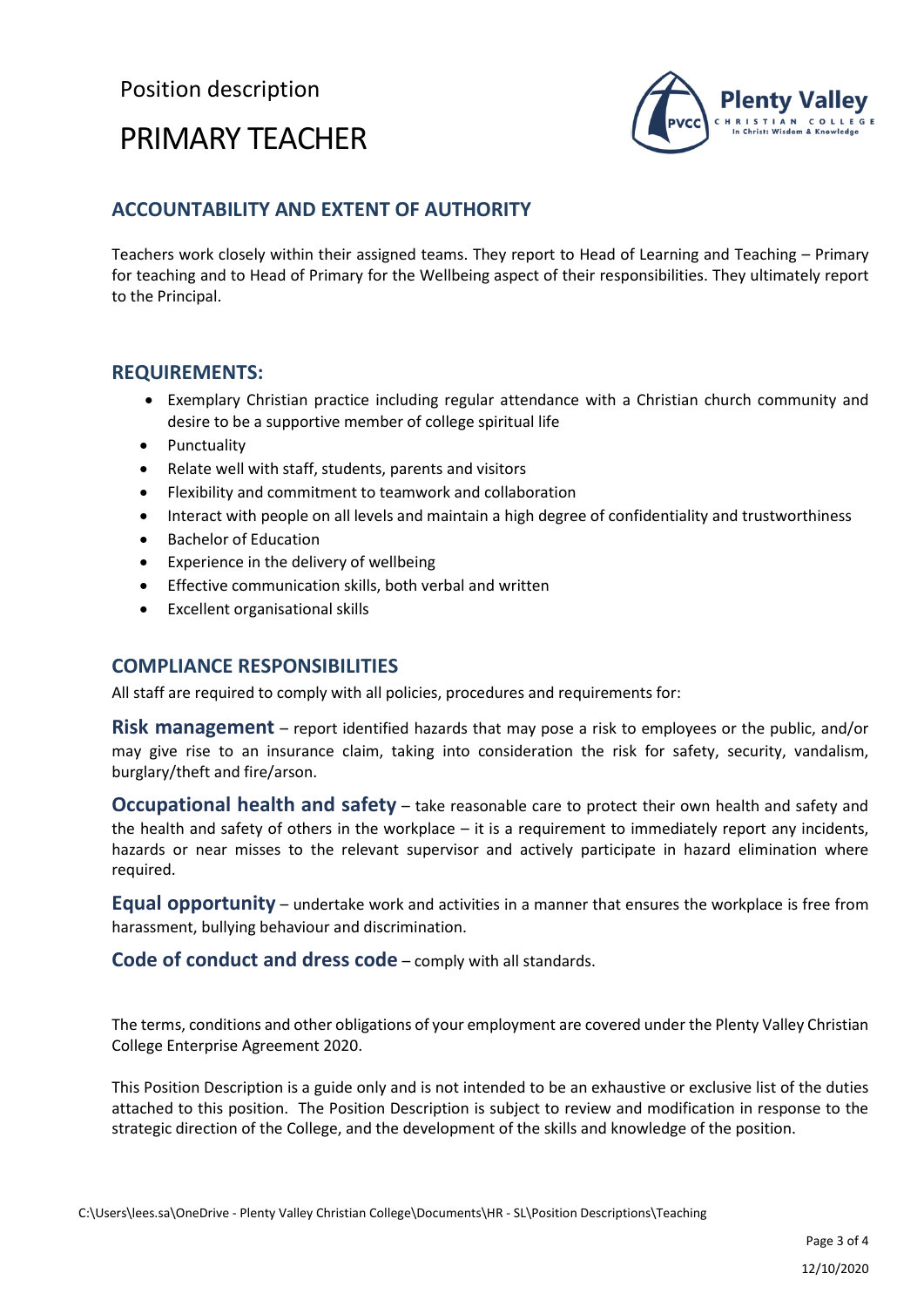Position description

# PRIMARY TEACHER

## ACCOUNTABILITY AND EXTENT OF AUTHORITY

Teachers work closely within their assigned teams. They report to Head of Learning and Teaching – Primary for teaching and to Head of Primary for the Wellbeing aspect of their responsibilities. They ultimately report to the Principal.

## REQUIREMENTS:

- Exemplary Christian practice including regular attendance with a Christian church community and desire to be a supportive member of college spiritual life
- Punctuality
- Relate well with staff, students, parents and visitors
- Flexibility and commitment to teamwork and collaboration
- Interact with people on all levels and maintain a high degree of confidentiality and trustworthiness
- Bachelor of Education
- Experience in the delivery of wellbeing
- Effective communication skills, both verbal and written
- Excellent organisational skills

## COMPLIANCE RESPONSIBILITIES

All staff are required to comply with all policies, procedures and requirements for:

**Risk management** – report identified hazards that may pose a risk to employees or the public, and/or may give rise to an insurance claim, taking into consideration the risk for safety, security, vandalism, burglary/theft and fire/arson.

**Occupational health and safety** – take reasonable care to protect their own health and safety and the health and safety of others in the workplace – it is a requirement to immediately report any incidents, hazards or near misses to the relevant supervisor and actively participate in hazard elimination where required.

**Equal opportunity** – undertake work and activities in a manner that ensures the workplace is free from harassment, bullying behaviour and discrimination.

**Code of conduct and dress code** – comply with all standards.

The terms, conditions and other obligations of your employment are covered under the Plenty Valley Christian College Enterprise Agreement 2020.

This Position Description is a guide only and is not intended to be an exhaustive or exclusive list of the duties attached to this position. The Position Description is subject to review and modification in response to the strategic direction of the College, and the development of the skills and knowledge of the position.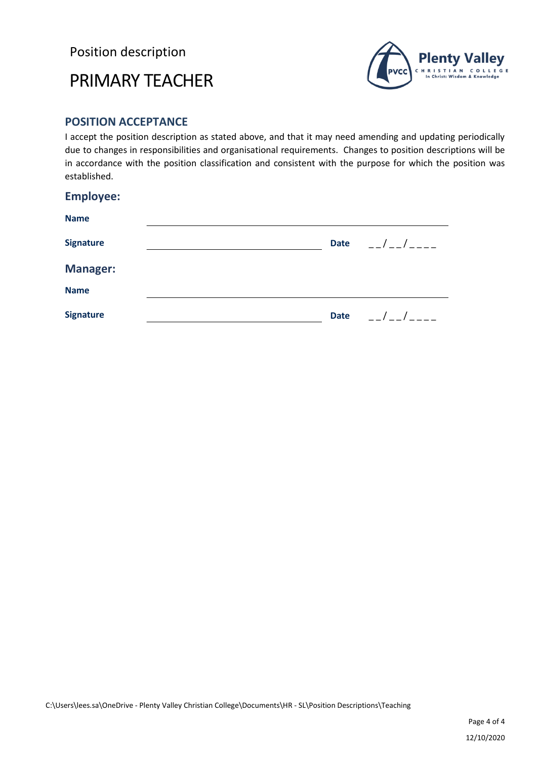## POSITION ACCEPTANCE

I accept the position description as stated above, and that it may need amending and updating periodically due to changes in responsibilities and organisational requirements. Changes to position descriptions will be in accordance with the position classification and consistent with the purpose for which the position was established.

### Employee:

**Name** ______________________________________________

**Signature** ____________________________ **Date** __/__/____

### Manager:

**Name** ______________________________________________

**Signature** ____________________________ **Date** __/__/____

C:\Users\lees.sa\OneDrive - Plenty Valley Christian College\Documents\HR - SL\Position Descriptions\Teaching

12/10/2020